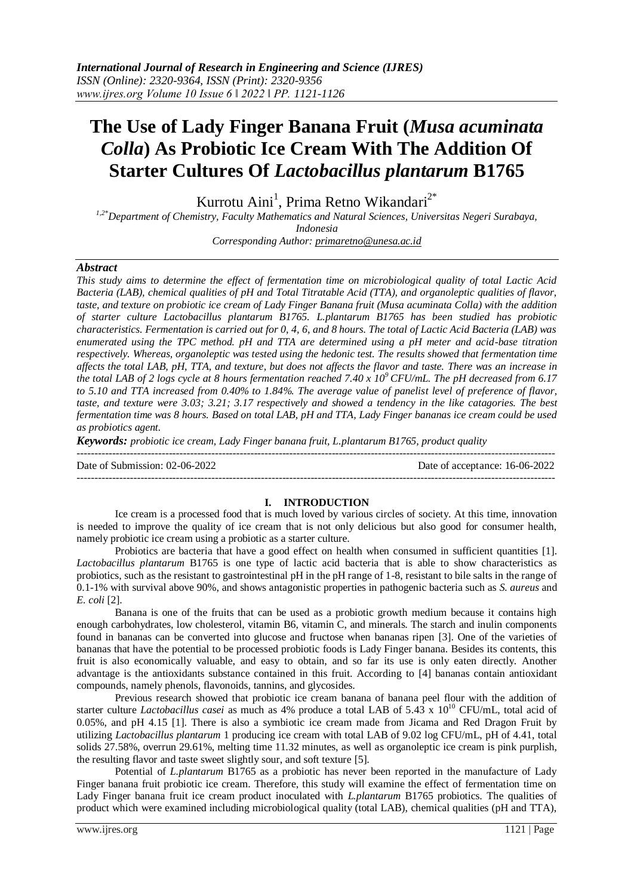# The Use of Lady Finger Banana Fruit (*Musa acuminata Colla*) As Probiotic Ice Cream With The Addition Of Starter Cultures Of *Lactobacillus plantarum* B1765

Kurrotu Aini[1], Prima Retno Wikandari[2*]

[1,2*]Department of Chemistry, Faculty Mathematics and Natural Sciences, Universitas Negeri Surabaya, Indonesia

Corresponding Author: primaretno@unesa.ac.id

## Abstract

*This study aims to determine the effect of fermentation time on microbiological quality of total Lactic Acid Bacteria (LAB), chemical qualities of pH and Total Titratable Acid (TTA), and organoleptic qualities of flavor, taste, and texture on probiotic ice cream of Lady Finger Banana fruit (Musa acuminata Colla) with the addition of starter culture Lactobacillus plantarum B1765. L.plantarum B1765 has been studied has probiotic characteristics. Fermentation is carried out for 0, 4, 6, and 8 hours. The total of Lactic Acid Bacteria (LAB) was enumerated using the TPC method. pH and TTA are determined using a pH meter and acid-base titration respectively. Whereas, organoleptic was tested using the hedonic test. The results showed that fermentation time affects the total LAB, pH, TTA, and texture, but does not affects the flavor and taste. There was an increase in the total LAB of 2 logs cycle at 8 hours fermentation reached 7.40 x $10^9$ CFU/mL. The pH decreased from 6.17 to 5.10 and TTA increased from 0.40% to 1.84%. The average value of panelist level of preference of flavor, taste, and texture were 3.03; 3.21; 3.17 respectively and showed a tendency in the like catagories. The best fermentation time was 8 hours. Based on total LAB, pH and TTA, Lady Finger bananas ice cream could be used as probiotics agent.*

***Keywords:*** *probiotic ice cream, Lady Finger banana fruit, L.plantarum B1765, product quality*

---

Date of Submission: 02-06-2022 | Date of acceptance: 16-06-2022

---

## I. INTRODUCTION

Ice cream is a processed food that is much loved by various circles of society. At this time, innovation is needed to improve the quality of ice cream that is not only delicious but also good for consumer health, namely probiotic ice cream using a probiotic as a starter culture.

Probiotics are bacteria that have a good effect on health when consumed in sufficient quantities [1]. *Lactobacillus plantarum* B1765 is one type of lactic acid bacteria that is able to show characteristics as probiotics, such as the resistant to gastrointestinal pH in the pH range of 1-8, resistant to bile salts in the range of 0.1-1% with survival above 90%, and shows antagonistic properties in pathogenic bacteria such as *S. aureus* and *E. coli* [2].

Banana is one of the fruits that can be used as a probiotic growth medium because it contains high enough carbohydrates, low cholesterol, vitamin B6, vitamin C, and minerals. The starch and inulin components found in bananas can be converted into glucose and fructose when bananas ripen [3]. One of the varieties of bananas that have the potential to be processed probiotic foods is Lady Finger banana. Besides its contents, this fruit is also economically valuable, and easy to obtain, and so far its use is only eaten directly. Another advantage is the antioxidants substance contained in this fruit. According to [4] bananas contain antioxidant compounds, namely phenols, flavonoids, tannins, and glycosides.

Previous research showed that probiotic ice cream banana of banana peel flour with the addition of starter culture *Lactobacillus casei* as much as 4% produce a total LAB of 5.43 x $10^{10}$ CFU/mL, total acid of 0.05%, and pH 4.15 [1]. There is also a symbiotic ice cream made from Jicama and Red Dragon Fruit by utilizing *Lactobacillus plantarum* 1 producing ice cream with total LAB of 9.02 log CFU/mL, pH of 4.41, total solids 27.58%, overrun 29.61%, melting time 11.32 minutes, as well as organoleptic ice cream is pink purplish, the resulting flavor and taste sweet slightly sour, and soft texture [5].

Potential of *L.plantarum* B1765 as a probiotic has never been reported in the manufacture of Lady Finger banana fruit probiotic ice cream. Therefore, this study will examine the effect of fermentation time on Lady Finger banana fruit ice cream product inoculated with *L.plantarum* B1765 probiotics. The qualities of product which were examined including microbiological quality (total LAB), chemical qualities (pH and TTA),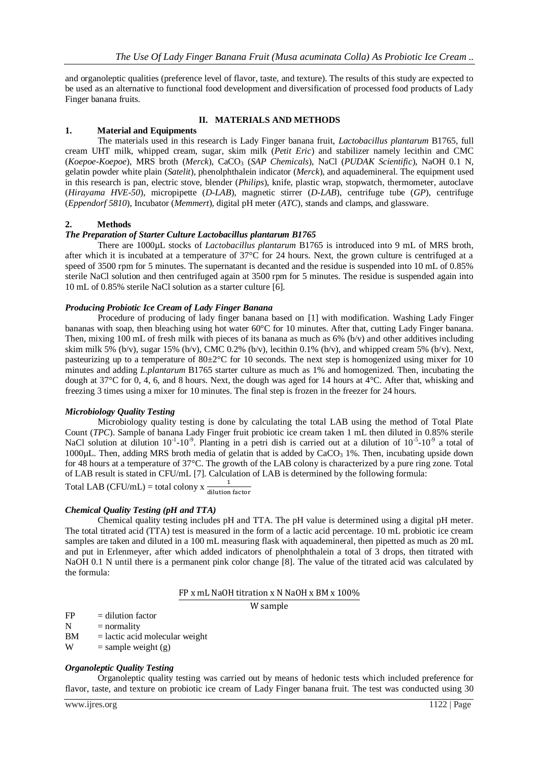and organoleptic qualities (preference level of flavor, taste, and texture). The results of this study are expected to be used as an alternative to functional food development and diversification of processed food products of Lady Finger banana fruits.

## II. MATERIALS AND METHODS

### 1. Material and Equipments

The materials used in this research is Lady Finger banana fruit, *Lactobacillus plantarum* B1765, full cream UHT milk, whipped cream, sugar, skim milk (*Petit Eric*) and stabilizer namely lecithin and CMC (*Koepoe-Koepoe*), MRS broth (*Merck*), $CaCO_3$ (*SAP Chemicals*), NaCl (*PUDAK Scientific*), NaOH 0.1 N, gelatin powder white plain (*Satelit*), phenolphthalein indicator (*Merck*), and aquademineral. The equipment used in this research is pan, electric stove, blender (*Philips*), knife, plastic wrap, stopwatch, thermometer, autoclave (*Hirayama HVE-50*), micropipette (*D-LAB*), magnetic stirrer (*D-LAB*), centrifuge tube (*GP*), centrifuge (*Eppendorf 5810*), Incubator (*Memmert*), digital pH meter (*ATC*), stands and clamps, and glassware.

### 2. Methods

***The Preparation of Starter Culture Lactobacillus plantarum B1765***

There are 1000µL stocks of *Lactobacillus plantarum* B1765 is introduced into 9 mL of MRS broth, after which it is incubated at a temperature of 37°C for 24 hours. Next, the grown culture is centrifuged at a speed of 3500 rpm for 5 minutes. The supernatant is decanted and the residue is suspended into 10 mL of 0.85% sterile NaCl solution and then centrifuged again at 3500 rpm for 5 minutes. The residue is suspended again into 10 mL of 0.85% sterile NaCl solution as a starter culture [6].

***Producing Probiotic Ice Cream of Lady Finger Banana***

Procedure of producing of lady finger banana based on [1] with modification. Washing Lady Finger bananas with soap, then bleaching using hot water 60°C for 10 minutes. After that, cutting Lady Finger banana. Then, mixing 100 mL of fresh milk with pieces of its banana as much as 6% (b/v) and other additives including skim milk 5% (b/v), sugar 15% (b/v), CMC 0.2% (b/v), lecithin 0.1% (b/v), and whipped cream 5% (b/v). Next, pasteurizing up to a temperature of 80±2°C for 10 seconds. The next step is homogenized using mixer for 10 minutes and adding *L.plantarum* B1765 starter culture as much as 1% and homogenized. Then, incubating the dough at 37°C for 0, 4, 6, and 8 hours. Next, the dough was aged for 14 hours at 4°C. After that, whisking and freezing 3 times using a mixer for 10 minutes. The final step is frozen in the freezer for 24 hours.

***Microbiology Quality Testing***

Microbiology quality testing is done by calculating the total LAB using the method of Total Plate Count (*TPC*). Sample of banana Lady Finger fruit probiotic ice cream taken 1 mL then diluted in 0.85% sterile NaCl solution at dilution $10^{-1}$-$10^{-9}$. Planting in a petri dish is carried out at a dilution of $10^{-5}$-$10^{-9}$ a total of 1000µL. Then, adding MRS broth media of gelatin that is added by $CaCO_3$ 1%. Then, incubating upside down for 48 hours at a temperature of 37°C. The growth of the LAB colony is characterized by a pure ring zone. Total of LAB result is stated in CFU/mL [7]. Calculation of LAB is determined by the following formula:

$$\text{Total LAB (CFU/mL)} = \text{total colony} \times \frac{1}{\text{dilution factor}}$$

***Chemical Quality Testing (pH and TTA)***

Chemical quality testing includes pH and TTA. The pH value is determined using a digital pH meter. The total titrated acid (TTA) test is measured in the form of a lactic acid percentage. 10 mL probiotic ice cream samples are taken and diluted in a 100 mL measuring flask with aquademineral, then pipetted as much as 20 mL and put in Erlenmeyer, after which added indicators of phenolphthalein a total of 3 drops, then titrated with NaOH 0.1 N until there is a permanent pink color change [8]. The value of the titrated acid was calculated by the formula:

$$\frac{\text{FP x mL NaOH titration x N NaOH x BM x 100\%}}{\text{W sample}}$$

FP = dilution factor
N = normality
BM = lactic acid molecular weight
W = sample weight (g)

***Organoleptic Quality Testing***

Organoleptic quality testing was carried out by means of hedonic tests which included preference for flavor, taste, and texture on probiotic ice cream of Lady Finger banana fruit. The test was conducted using 30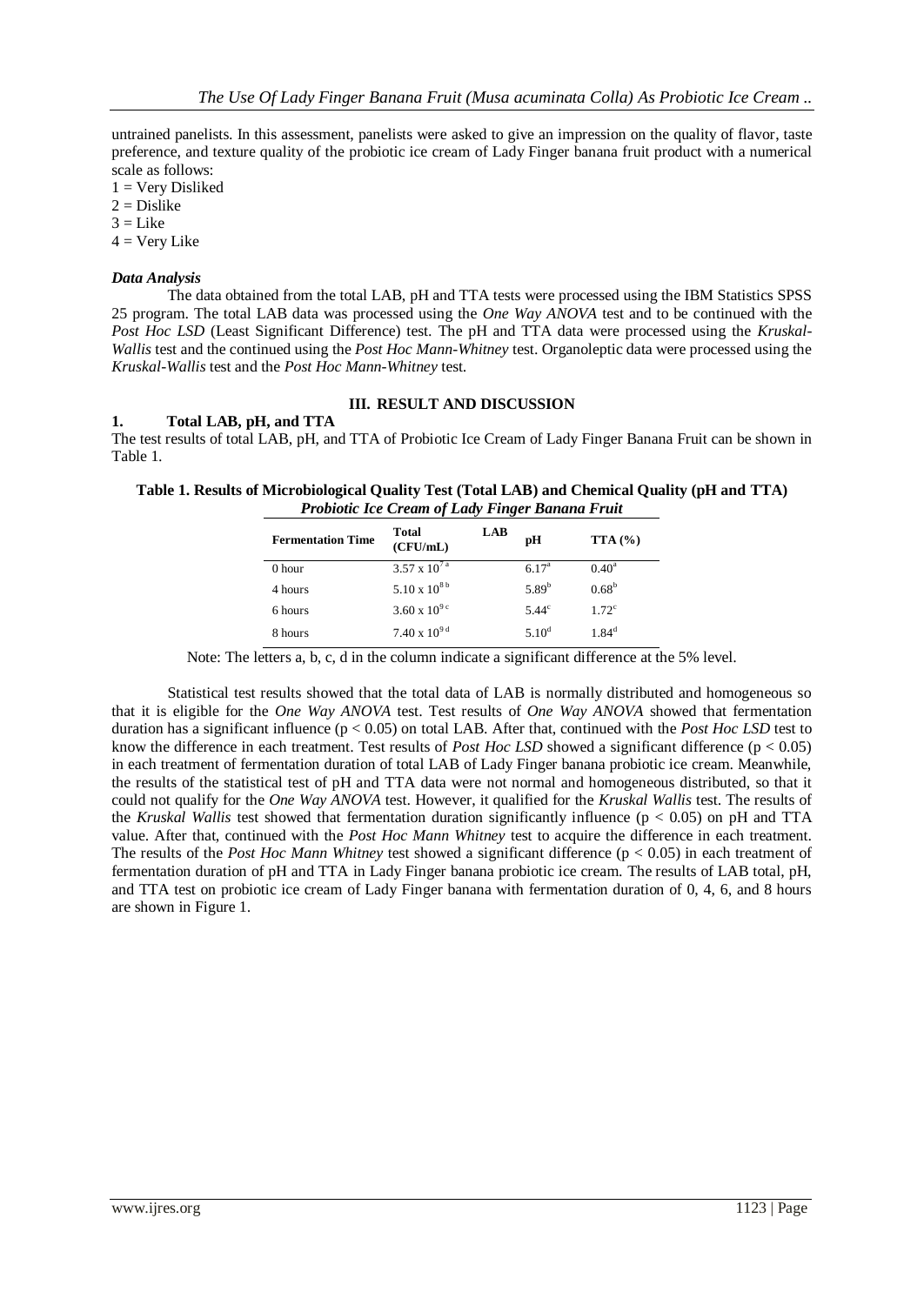untrained panelists. In this assessment, panelists were asked to give an impression on the quality of flavor, taste preference, and texture quality of the probiotic ice cream of Lady Finger banana fruit product with a numerical scale as follows:

1 = Very Disliked
2 = Dislike
3 = Like
4 = Very Like

### *Data Analysis*

The data obtained from the total LAB, pH and TTA tests were processed using the IBM Statistics SPSS 25 program. The total LAB data was processed using the *One Way ANOVA* test and to be continued with the *Post Hoc LSD* (Least Significant Difference) test. The pH and TTA data were processed using the *Kruskal-Wallis* test and the continued using the *Post Hoc Mann-Whitney* test. Organoleptic data were processed using the *Kruskal-Wallis* test and the *Post Hoc Mann-Whitney* test.

## III. RESULT AND DISCUSSION

### 1. Total LAB, pH, and TTA

The test results of total LAB, pH, and TTA of Probiotic Ice Cream of Lady Finger Banana Fruit can be shown in Table 1.

**Table 1. Results of Microbiological Quality Test (Total LAB) and Chemical Quality (pH and TTA) *Probiotic Ice Cream of Lady Finger Banana Fruit***

| Fermentation Time | Total LAB (CFU/mL) | pH | TTA (%) |
|---|---|---|---|
| 0 hour | $3.57 \times 10^{7\,a}$ | $6.17^{a}$ | $0.40^{a}$ |
| 4 hours | $5.10 \times 10^{8\,b}$ | $5.89^{b}$ | $0.68^{b}$ |
| 6 hours | $3.60 \times 10^{9\,c}$ | $5.44^{c}$ | $1.72^{c}$ |
| 8 hours | $7.40 \times 10^{9\,d}$ | $5.10^{d}$ | $1.84^{d}$ |

Note: The letters a, b, c, d in the column indicate a significant difference at the 5% level.

Statistical test results showed that the total data of LAB is normally distributed and homogeneous so that it is eligible for the *One Way ANOVA* test. Test results of *One Way ANOVA* showed that fermentation duration has a significant influence ($p < 0.05$) on total LAB. After that, continued with the *Post Hoc LSD* test to know the difference in each treatment. Test results of *Post Hoc LSD* showed a significant difference ($p < 0.05$) in each treatment of fermentation duration of total LAB of Lady Finger banana probiotic ice cream. Meanwhile, the results of the statistical test of pH and TTA data were not normal and homogeneous distributed, so that it could not qualify for the *One Way ANOVA* test. However, it qualified for the *Kruskal Wallis* test. The results of the *Kruskal Wallis* test showed that fermentation duration significantly influence ($p < 0.05$) on pH and TTA value. After that, continued with the *Post Hoc Mann Whitney* test to acquire the difference in each treatment. The results of the *Post Hoc Mann Whitney* test showed a significant difference ($p < 0.05$) in each treatment of fermentation duration of pH and TTA in Lady Finger banana probiotic ice cream. The results of LAB total, pH, and TTA test on probiotic ice cream of Lady Finger banana with fermentation duration of 0, 4, 6, and 8 hours are shown in Figure 1.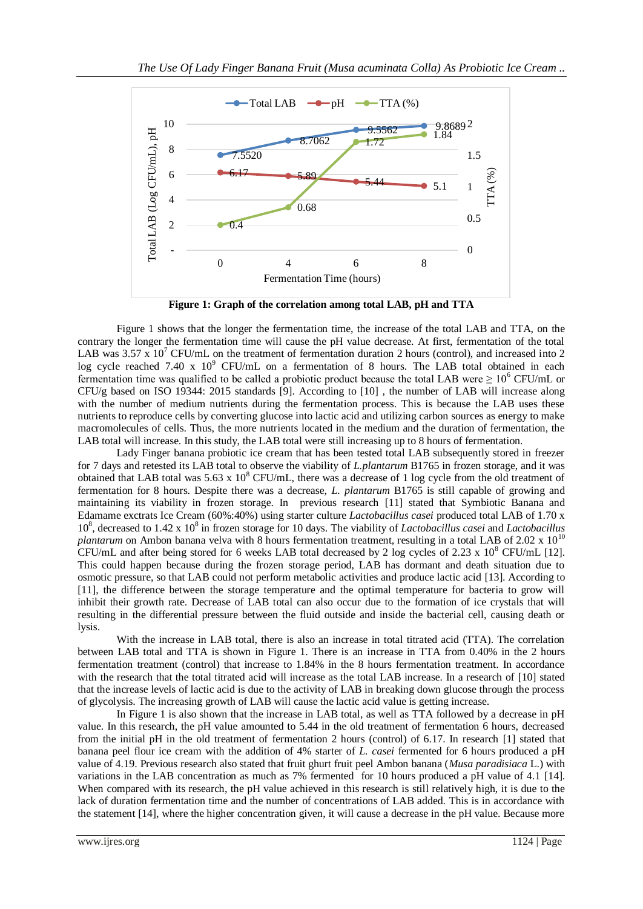**Figure 1: Graph of the correlation among total LAB, pH and TTA**

Figure 1 shows that the longer the fermentation time, the increase of the total LAB and TTA, on the contrary the longer the fermentation time will cause the pH value decrease. At first, fermentation of the total LAB was 3.57 x $10^7$ CFU/mL on the treatment of fermentation duration 2 hours (control), and increased into 2 log cycle reached 7.40 x $10^9$ CFU/mL on a fermentation of 8 hours. The LAB total obtained in each fermentation time was qualified to be called a probiotic product because the total LAB were ≥ $10^6$ CFU/mL or CFU/g based on ISO 19344: 2015 standards [9]. According to [10] , the number of LAB will increase along with the number of medium nutrients during the fermentation process. This is because the LAB uses these nutrients to reproduce cells by converting glucose into lactic acid and utilizing carbon sources as energy to make macromolecules of cells. Thus, the more nutrients located in the medium and the duration of fermentation, the LAB total will increase. In this study, the LAB total were still increasing up to 8 hours of fermentation.

Lady Finger banana probiotic ice cream that has been tested total LAB subsequently stored in freezer for 7 days and retested its LAB total to observe the viability of *L.plantarum* B1765 in frozen storage, and it was obtained that LAB total was 5.63 x $10^8$ CFU/mL, there was a decrease of 1 log cycle from the old treatment of fermentation for 8 hours. Despite there was a decrease, *L. plantarum* B1765 is still capable of growing and maintaining its viability in frozen storage. In previous research [11] stated that Symbiotic Banana and Edamame exctrats Ice Cream (60%:40%) using starter culture *Lactobacillus casei* produced total LAB of 1.70 x $10^8$, decreased to 1.42 x $10^8$ in frozen storage for 10 days. The viability of *Lactobacillus casei* and *Lactobacillus plantarum* on Ambon banana velva with 8 hours fermentation treatment, resulting in a total LAB of 2.02 x $10^{10}$ CFU/mL and after being stored for 6 weeks LAB total decreased by 2 log cycles of 2.23 x $10^8$ CFU/mL [12]. This could happen because during the frozen storage period, LAB has dormant and death situation due to osmotic pressure, so that LAB could not perform metabolic activities and produce lactic acid [13]. According to [11], the difference between the storage temperature and the optimal temperature for bacteria to grow will inhibit their growth rate. Decrease of LAB total can also occur due to the formation of ice crystals that will resulting in the differential pressure between the fluid outside and inside the bacterial cell, causing death or lysis.

With the increase in LAB total, there is also an increase in total titrated acid (TTA). The correlation between LAB total and TTA is shown in Figure 1. There is an increase in TTA from 0.40% in the 2 hours fermentation treatment (control) that increase to 1.84% in the 8 hours fermentation treatment. In accordance with the research that the total titrated acid will increase as the total LAB increase. In a research of [10] stated that the increase levels of lactic acid is due to the activity of LAB in breaking down glucose through the process of glycolysis. The increasing growth of LAB will cause the lactic acid value is getting increase.

In Figure 1 is also shown that the increase in LAB total, as well as TTA followed by a decrease in pH value. In this research, the pH value amounted to 5.44 in the old treatment of fermentation 6 hours, decreased from the initial pH in the old treatment of fermentation 2 hours (control) of 6.17. In research [1] stated that banana peel flour ice cream with the addition of 4% starter of *L. casei* fermented for 6 hours produced a pH value of 4.19. Previous research also stated that fruit ghurt fruit peel Ambon banana (*Musa paradisiaca* L.) with variations in the LAB concentration as much as 7% fermented for 10 hours produced a pH value of 4.1 [14]. When compared with its research, the pH value achieved in this research is still relatively high, it is due to the lack of duration fermentation time and the number of concentrations of LAB added. This is in accordance with the statement [14], where the higher concentration given, it will cause a decrease in the pH value. Because more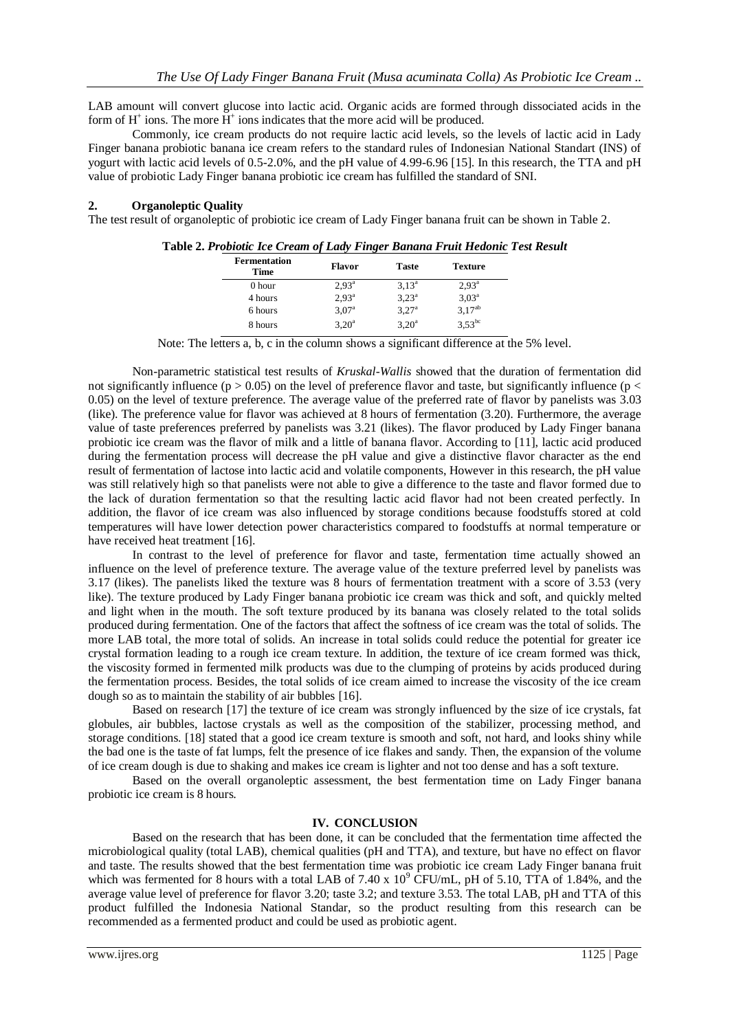LAB amount will convert glucose into lactic acid. Organic acids are formed through dissociated acids in the form of $H^+$ ions. The more $H^+$ ions indicates that the more acid will be produced.

Commonly, ice cream products do not require lactic acid levels, so the levels of lactic acid in Lady Finger banana probiotic banana ice cream refers to the standard rules of Indonesian National Standart (INS) of yogurt with lactic acid levels of 0.5-2.0%, and the pH value of 4.99-6.96 [15]. In this research, the TTA and pH value of probiotic Lady Finger banana probiotic ice cream has fulfilled the standard of SNI.

## 2. Organoleptic Quality

The test result of organoleptic of probiotic ice cream of Lady Finger banana fruit can be shown in Table 2.

**Table 2.** ***Probiotic Ice Cream of Lady Finger Banana Fruit Hedonic Test Result***

| Fermentation Time | Flavor | Taste | Texture |
|---|---|---|---|
| 0 hour | $2{,}93^{a}$ | $3{,}13^{a}$ | $2{,}93^{a}$ |
| 4 hours | $2{,}93^{a}$ | $3{,}23^{a}$ | $3{,}03^{a}$ |
| 6 hours | $3{,}07^{a}$ | $3{,}27^{a}$ | $3{,}17^{ab}$ |
| 8 hours | $3{,}20^{a}$ | $3{,}20^{a}$ | $3{,}53^{bc}$ |

Note: The letters a, b, c in the column shows a significant difference at the 5% level.

Non-parametric statistical test results of *Kruskal-Wallis* showed that the duration of fermentation did not significantly influence ($p > 0.05$) on the level of preference flavor and taste, but significantly influence ($p < 0.05$) on the level of texture preference. The average value of the preferred rate of flavor by panelists was 3.03 (like). The preference value for flavor was achieved at 8 hours of fermentation (3.20). Furthermore, the average value of taste preferences preferred by panelists was 3.21 (likes). The flavor produced by Lady Finger banana probiotic ice cream was the flavor of milk and a little of banana flavor. According to [11], lactic acid produced during the fermentation process will decrease the pH value and give a distinctive flavor character as the end result of fermentation of lactose into lactic acid and volatile components, However in this research, the pH value was still relatively high so that panelists were not able to give a difference to the taste and flavor formed due to the lack of duration fermentation so that the resulting lactic acid flavor had not been created perfectly. In addition, the flavor of ice cream was also influenced by storage conditions because foodstuffs stored at cold temperatures will have lower detection power characteristics compared to foodstuffs at normal temperature or have received heat treatment [16].

In contrast to the level of preference for flavor and taste, fermentation time actually showed an influence on the level of preference texture. The average value of the texture preferred level by panelists was 3.17 (likes). The panelists liked the texture was 8 hours of fermentation treatment with a score of 3.53 (very like). The texture produced by Lady Finger banana probiotic ice cream was thick and soft, and quickly melted and light when in the mouth. The soft texture produced by its banana was closely related to the total solids produced during fermentation. One of the factors that affect the softness of ice cream was the total of solids. The more LAB total, the more total of solids. An increase in total solids could reduce the potential for greater ice crystal formation leading to a rough ice cream texture. In addition, the texture of ice cream formed was thick, the viscosity formed in fermented milk products was due to the clumping of proteins by acids produced during the fermentation process. Besides, the total solids of ice cream aimed to increase the viscosity of the ice cream dough so as to maintain the stability of air bubbles [16].

Based on research [17] the texture of ice cream was strongly influenced by the size of ice crystals, fat globules, air bubbles, lactose crystals as well as the composition of the stabilizer, processing method, and storage conditions. [18] stated that a good ice cream texture is smooth and soft, not hard, and looks shiny while the bad one is the taste of fat lumps, felt the presence of ice flakes and sandy. Then, the expansion of the volume of ice cream dough is due to shaking and makes ice cream is lighter and not too dense and has a soft texture.

Based on the overall organoleptic assessment, the best fermentation time on Lady Finger banana probiotic ice cream is 8 hours.

# IV. CONCLUSION

Based on the research that has been done, it can be concluded that the fermentation time affected the microbiological quality (total LAB), chemical qualities (pH and TTA), and texture, but have no effect on flavor and taste. The results showed that the best fermentation time was probiotic ice cream Lady Finger banana fruit which was fermented for 8 hours with a total LAB of $7.40 \times 10^9$ CFU/mL, pH of 5.10, TTA of 1.84%, and the average value level of preference for flavor 3.20; taste 3.2; and texture 3.53. The total LAB, pH and TTA of this product fulfilled the Indonesia National Standar, so the product resulting from this research can be recommended as a fermented product and could be used as probiotic agent.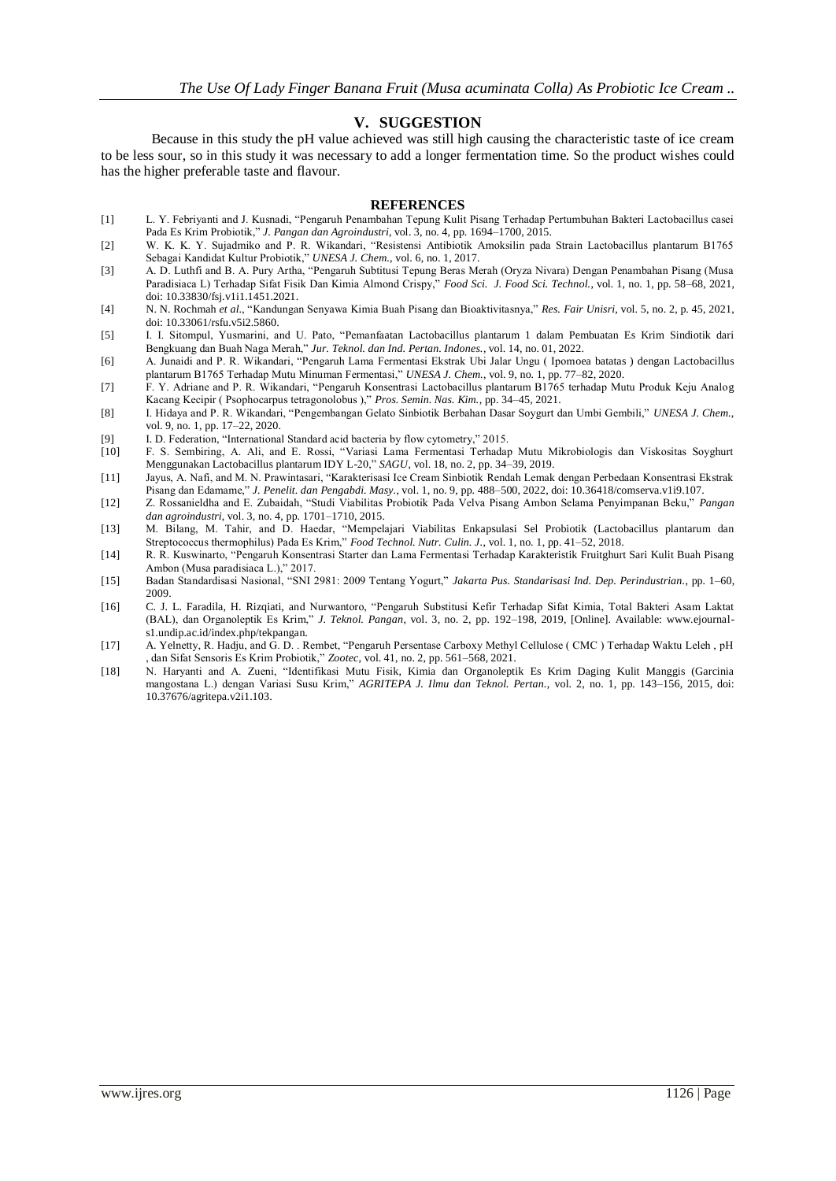## V. SUGGESTION

Because in this study the pH value achieved was still high causing the characteristic taste of ice cream to be less sour, so in this study it was necessary to add a longer fermentation time. So the product wishes could has the higher preferable taste and flavour.

## REFERENCES

[1] L. Y. Febriyanti and J. Kusnadi, "Pengaruh Penambahan Tepung Kulit Pisang Terhadap Pertumbuhan Bakteri Lactobacillus casei Pada Es Krim Probiotik," *J. Pangan dan Agroindustri*, vol. 3, no. 4, pp. 1694–1700, 2015.

[2] W. K. K. Y. Sujadmiko and P. R. Wikandari, "Resistensi Antibiotik Amoksilin pada Strain Lactobacillus plantarum B1765 Sebagai Kandidat Kultur Probiotik," *UNESA J. Chem.*, vol. 6, no. 1, 2017.

[3] A. D. Luthfi and B. A. Pury Artha, "Pengaruh Subtitusi Tepung Beras Merah (Oryza Nivara) Dengan Penambahan Pisang (Musa Paradisiaca L) Terhadap Sifat Fisik Dan Kimia Almond Crispy," *Food Sci. J. Food Sci. Technol.*, vol. 1, no. 1, pp. 58–68, 2021, doi: 10.33830/fsj.v1i1.1451.2021.

[4] N. N. Rochmah *et al.*, "Kandungan Senyawa Kimia Buah Pisang dan Bioaktivitasnya," *Res. Fair Unisri*, vol. 5, no. 2, p. 45, 2021, doi: 10.33061/rsfu.v5i2.5860.

[5] I. I. Sitompul, Yusmarini, and U. Pato, "Pemanfaatan Lactobacillus plantarum 1 dalam Pembuatan Es Krim Sindiotik dari Bengkuang dan Buah Naga Merah," *Jur. Teknol. dan Ind. Pertan. Indones.*, vol. 14, no. 01, 2022.

[6] A. Junaidi and P. R. Wikandari, "Pengaruh Lama Fermentasi Ekstrak Ubi Jalar Ungu ( Ipomoea batatas ) dengan Lactobacillus plantarum B1765 Terhadap Mutu Minuman Fermentasi," *UNESA J. Chem.*, vol. 9, no. 1, pp. 77–82, 2020.

[7] F. Y. Adriane and P. R. Wikandari, "Pengaruh Konsentrasi Lactobacillus plantarum B1765 terhadap Mutu Produk Keju Analog Kacang Kecipir ( Psophocarpus tetragonolobus )," *Pros. Semin. Nas. Kim.*, pp. 34–45, 2021.

[8] I. Hidaya and P. R. Wikandari, "Pengembangan Gelato Sinbiotik Berbahan Dasar Soygurt dan Umbi Gembili," *UNESA J. Chem.*, vol. 9, no. 1, pp. 17–22, 2020.

[9] I. D. Federation, "International Standard acid bacteria by flow cytometry," 2015.

[10] F. S. Sembiring, A. Ali, and E. Rossi, "Variasi Lama Fermentasi Terhadap Mutu Mikrobiologis dan Viskositas Soyghurt Menggunakan Lactobacillus plantarum IDY L-20," *SAGU*, vol. 18, no. 2, pp. 34–39, 2019.

[11] Jayus, A. Nafi, and M. N. Prawintasari, "Karakterisasi Ice Cream Sinbiotik Rendah Lemak dengan Perbedaan Konsentrasi Ekstrak Pisang dan Edamame," *J. Penelit. dan Pengabdi. Masy.*, vol. 1, no. 9, pp. 488–500, 2022, doi: 10.36418/comserva.v1i9.107.

[12] Z. Rossanieldha and E. Zubaidah, "Studi Viabilitas Probiotik Pada Velva Pisang Ambon Selama Penyimpanan Beku," *Pangan dan agroindustri*, vol. 3, no. 4, pp. 1701–1710, 2015.

[13] M. Bilang, M. Tahir, and D. Haedar, "Mempelajari Viabilitas Enkapsulasi Sel Probiotik (Lactobacillus plantarum dan Streptococcus thermophilus) Pada Es Krim," *Food Technol. Nutr. Culin. J.*, vol. 1, no. 1, pp. 41–52, 2018.

[14] R. R. Kuswinarto, "Pengaruh Konsentrasi Starter dan Lama Fermentasi Terhadap Karakteristik Fruitghurt Sari Kulit Buah Pisang Ambon (Musa paradisiaca L.)," 2017.

[15] Badan Standardisasi Nasional, "SNI 2981: 2009 Tentang Yogurt," *Jakarta Pus. Standarisasi Ind. Dep. Perindustrian.*, pp. 1–60, 2009.

[16] C. J. L. Faradila, H. Rizqiati, and Nurwantoro, "Pengaruh Substitusi Kefir Terhadap Sifat Kimia, Total Bakteri Asam Laktat (BAL), dan Organoleptik Es Krim," *J. Teknol. Pangan*, vol. 3, no. 2, pp. 192–198, 2019, [Online]. Available: www.ejournal-s1.undip.ac.id/index.php/tekpangan.

[17] A. Yelnetty, R. Hadju, and G. D. . Rembet, "Pengaruh Persentase Carboxy Methyl Cellulose ( CMC ) Terhadap Waktu Leleh , pH , dan Sifat Sensoris Es Krim Probiotik," *Zootec*, vol. 41, no. 2, pp. 561–568, 2021.

[18] N. Haryanti and A. Zueni, "Identifikasi Mutu Fisik, Kimia dan Organoleptik Es Krim Daging Kulit Manggis (Garcinia mangostana L.) dengan Variasi Susu Krim," *AGRITEPA J. Ilmu dan Teknol. Pertan.*, vol. 2, no. 1, pp. 143–156, 2015, doi: 10.37676/agritepa.v2i1.103.